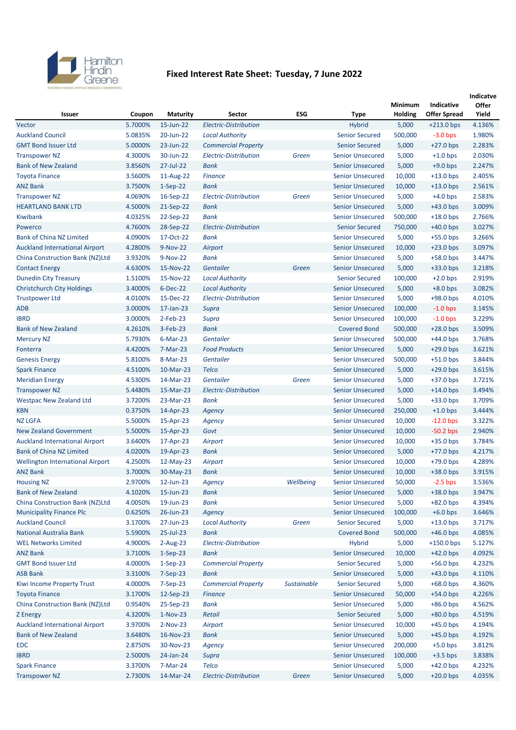# Fixed Interest Rate Sheet: Tuesday, 7 June 2022

| Issuer | Coupon | Maturity | Sector | ESG | Type | Minimum Holding | Indicative Offer Spread | Indicatve Offer Yield |
|---|---|---|---|---|---|---|---|---|
| Vector | 5.7000% | 15-Jun-22 | *Electric-Distribution* | | Hybrid | 5,000 | +213.0 bps | 4.136% |
| Auckland Council | 5.0835% | 20-Jun-22 | *Local Authority* | | Senior Secured | 500,000 | -3.0 bps | 1.980% |
| GMT Bond Issuer Ltd | 5.0000% | 23-Jun-22 | *Commercial Property* | | Senior Secured | 5,000 | +27.0 bps | 2.283% |
| Transpower NZ | 4.3000% | 30-Jun-22 | *Electric-Distribution* | *Green* | Senior Unsecured | 5,000 | +1.0 bps | 2.030% |
| Bank of New Zealand | 3.8560% | 27-Jul-22 | *Bank* | | Senior Unsecured | 5,000 | +9.0 bps | 2.247% |
| Toyota Finance | 3.5600% | 11-Aug-22 | *Finance* | | Senior Unsecured | 10,000 | +13.0 bps | 2.405% |
| ANZ Bank | 3.7500% | 1-Sep-22 | *Bank* | | Senior Unsecured | 10,000 | +13.0 bps | 2.561% |
| Transpower NZ | 4.0690% | 16-Sep-22 | *Electric-Distribution* | *Green* | Senior Unsecured | 5,000 | +4.0 bps | 2.583% |
| HEARTLAND BANK LTD | 4.5000% | 21-Sep-22 | *Bank* | | Senior Unsecured | 5,000 | +43.0 bps | 3.009% |
| Kiwibank | 4.0325% | 22-Sep-22 | *Bank* | | Senior Unsecured | 500,000 | +18.0 bps | 2.766% |
| Powerco | 4.7600% | 28-Sep-22 | *Electric-Distribution* | | Senior Secured | 750,000 | +40.0 bps | 3.027% |
| Bank of China NZ Limited | 4.0900% | 17-Oct-22 | *Bank* | | Senior Unsecured | 5,000 | +55.0 bps | 3.266% |
| Auckland International Airport | 4.2800% | 9-Nov-22 | *Airport* | | Senior Unsecured | 10,000 | +23.0 bps | 3.097% |
| China Construction Bank (NZ)Ltd | 3.9320% | 9-Nov-22 | *Bank* | | Senior Unsecured | 5,000 | +58.0 bps | 3.447% |
| Contact Energy | 4.6300% | 15-Nov-22 | *Gentailer* | *Green* | Senior Unsecured | 5,000 | +33.0 bps | 3.218% |
| Dunedin City Treasury | 1.5100% | 15-Nov-22 | *Local Authority* | | Senior Secured | 100,000 | +2.0 bps | 2.919% |
| Christchurch City Holdings | 3.4000% | 6-Dec-22 | *Local Authority* | | Senior Unsecured | 5,000 | +8.0 bps | 3.082% |
| Trustpower Ltd | 4.0100% | 15-Dec-22 | *Electric-Distribution* | | Senior Unsecured | 5,000 | +98.0 bps | 4.010% |
| ADB | 3.0000% | 17-Jan-23 | *Supra* | | Senior Unsecured | 100,000 | -1.0 bps | 3.145% |
| IBRD | 3.0000% | 2-Feb-23 | *Supra* | | Senior Unsecured | 100,000 | -1.0 bps | 3.229% |
| Bank of New Zealand | 4.2610% | 3-Feb-23 | *Bank* | | Covered Bond | 500,000 | +28.0 bps | 3.509% |
| Mercury NZ | 5.7930% | 6-Mar-23 | *Gentailer* | | Senior Unsecured | 500,000 | +44.0 bps | 3.768% |
| Fonterra | 4.4200% | 7-Mar-23 | *Food Products* | | Senior Unsecured | 5,000 | +29.0 bps | 3.621% |
| Genesis Energy | 5.8100% | 8-Mar-23 | *Gentailer* | | Senior Unsecured | 500,000 | +51.0 bps | 3.844% |
| Spark Finance | 4.5100% | 10-Mar-23 | *Telco* | | Senior Unsecured | 5,000 | +29.0 bps | 3.615% |
| Meridian Energy | 4.5300% | 14-Mar-23 | *Gentailer* | *Green* | Senior Unsecured | 5,000 | +37.0 bps | 3.721% |
| Transpower NZ | 5.4480% | 15-Mar-23 | *Electric-Distribution* | | Senior Unsecured | 5,000 | +14.0 bps | 3.494% |
| Westpac New Zealand Ltd | 3.7200% | 23-Mar-23 | *Bank* | | Senior Unsecured | 5,000 | +33.0 bps | 3.709% |
| KBN | 0.3750% | 14-Apr-23 | *Agency* | | Senior Unsecured | 250,000 | +1.0 bps | 3.444% |
| NZ LGFA | 5.5000% | 15-Apr-23 | *Agency* | | Senior Unsecured | 10,000 | -12.0 bps | 3.322% |
| New Zealand Government | 5.5000% | 15-Apr-23 | *Govt* | | Senior Unsecured | 10,000 | -50.2 bps | 2.940% |
| Auckland International Airport | 3.6400% | 17-Apr-23 | *Airport* | | Senior Unsecured | 10,000 | +35.0 bps | 3.784% |
| Bank of China NZ Limited | 4.0200% | 19-Apr-23 | *Bank* | | Senior Unsecured | 5,000 | +77.0 bps | 4.217% |
| Wellington International Airport | 4.2500% | 12-May-23 | *Airport* | | Senior Unsecured | 10,000 | +79.0 bps | 4.289% |
| ANZ Bank | 3.7000% | 30-May-23 | *Bank* | | Senior Unsecured | 10,000 | +38.0 bps | 3.915% |
| Housing NZ | 2.9700% | 12-Jun-23 | *Agency* | *Wellbeing* | Senior Unsecured | 50,000 | -2.5 bps | 3.536% |
| Bank of New Zealand | 4.1020% | 15-Jun-23 | *Bank* | | Senior Unsecured | 5,000 | +38.0 bps | 3.947% |
| China Construction Bank (NZ)Ltd | 4.0050% | 19-Jun-23 | *Bank* | | Senior Unsecured | 5,000 | +82.0 bps | 4.394% |
| Municipality Finance Plc | 0.6250% | 26-Jun-23 | *Agency* | | Senior Unsecured | 100,000 | +6.0 bps | 3.646% |
| Auckland Council | 3.1700% | 27-Jun-23 | *Local Authority* | *Green* | Senior Secured | 5,000 | +13.0 bps | 3.717% |
| National Australia Bank | 5.5900% | 25-Jul-23 | *Bank* | | Covered Bond | 500,000 | +46.0 bps | 4.085% |
| WEL Networks Limited | 4.9000% | 2-Aug-23 | *Electric-Distribution* | | Hybrid | 5,000 | +150.0 bps | 5.127% |
| ANZ Bank | 3.7100% | 1-Sep-23 | *Bank* | | Senior Unsecured | 10,000 | +42.0 bps | 4.092% |
| GMT Bond Issuer Ltd | 4.0000% | 1-Sep-23 | *Commercial Property* | | Senior Secured | 5,000 | +56.0 bps | 4.232% |
| ASB Bank | 3.3100% | 7-Sep-23 | *Bank* | | Senior Unsecured | 5,000 | +43.0 bps | 4.110% |
| Kiwi Income Property Trust | 4.0000% | 7-Sep-23 | *Commercial Property* | *Sustainable* | Senior Secured | 5,000 | +68.0 bps | 4.360% |
| Toyota Finance | 3.1700% | 12-Sep-23 | *Finance* | | Senior Unsecured | 50,000 | +54.0 bps | 4.226% |
| China Construction Bank (NZ)Ltd | 0.9540% | 25-Sep-23 | *Bank* | | Senior Unsecured | 5,000 | +86.0 bps | 4.562% |
| Z Energy | 4.3200% | 1-Nov-23 | *Retail* | | Senior Secured | 5,000 | +80.0 bps | 4.519% |
| Auckland International Airport | 3.9700% | 2-Nov-23 | *Airport* | | Senior Unsecured | 10,000 | +45.0 bps | 4.194% |
| Bank of New Zealand | 3.6480% | 16-Nov-23 | *Bank* | | Senior Unsecured | 5,000 | +45.0 bps | 4.192% |
| EDC | 2.8750% | 30-Nov-23 | *Agency* | | Senior Unsecured | 200,000 | +5.0 bps | 3.812% |
| IBRD | 2.5000% | 24-Jan-24 | *Supra* | | Senior Unsecured | 100,000 | +3.5 bps | 3.838% |
| Spark Finance | 3.3700% | 7-Mar-24 | *Telco* | | Senior Unsecured | 5,000 | +42.0 bps | 4.232% |
| Transpower NZ | 2.7300% | 14-Mar-24 | *Electric-Distribution* | *Green* | Senior Unsecured | 5,000 | +20.0 bps | 4.035% |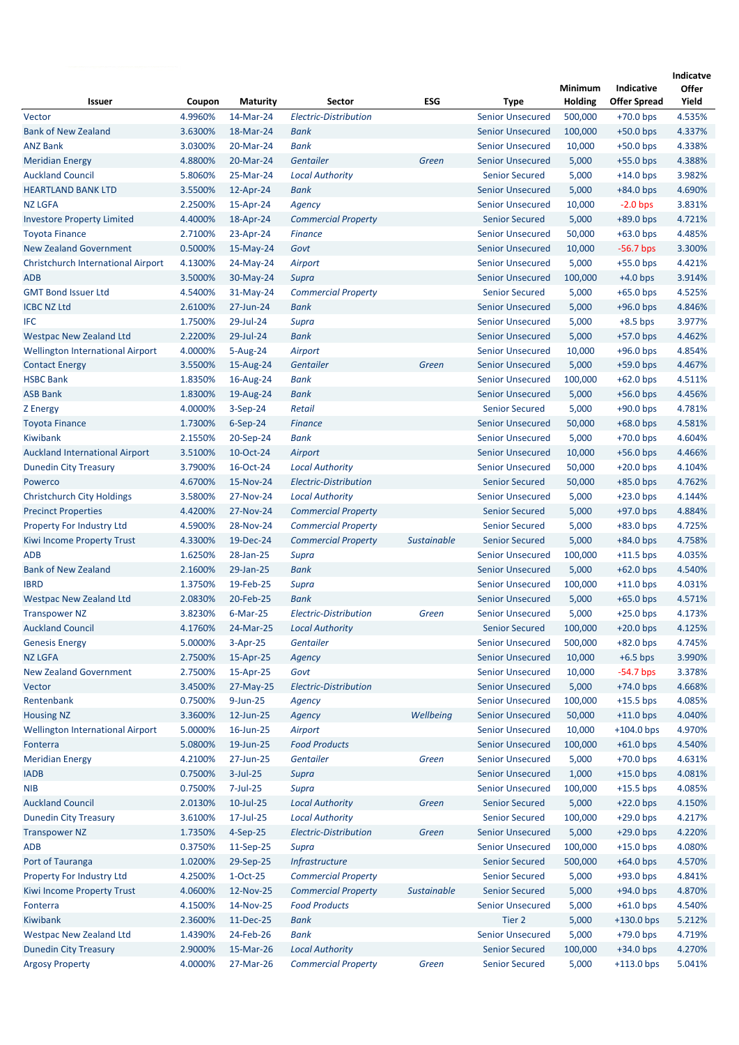| Issuer | Coupon | Maturity | Sector | ESG | Type | Minimum Holding | Indicative Offer Spread | Indicatve Offer Yield |
|---|---|---|---|---|---|---|---|---|
| Vector | 4.9960% | 14-Mar-24 | *Electric-Distribution* | | Senior Unsecured | 500,000 | +70.0 bps | 4.535% |
| Bank of New Zealand | 3.6300% | 18-Mar-24 | *Bank* | | Senior Unsecured | 100,000 | +50.0 bps | 4.337% |
| ANZ Bank | 3.0300% | 20-Mar-24 | *Bank* | | Senior Unsecured | 10,000 | +50.0 bps | 4.338% |
| Meridian Energy | 4.8800% | 20-Mar-24 | *Gentailer* | *Green* | Senior Unsecured | 5,000 | +55.0 bps | 4.388% |
| Auckland Council | 5.8060% | 25-Mar-24 | *Local Authority* | | Senior Secured | 5,000 | +14.0 bps | 3.982% |
| HEARTLAND BANK LTD | 3.5500% | 12-Apr-24 | *Bank* | | Senior Unsecured | 5,000 | +84.0 bps | 4.690% |
| NZ LGFA | 2.2500% | 15-Apr-24 | *Agency* | | Senior Unsecured | 10,000 | -2.0 bps | 3.831% |
| Investore Property Limited | 4.4000% | 18-Apr-24 | *Commercial Property* | | Senior Secured | 5,000 | +89.0 bps | 4.721% |
| Toyota Finance | 2.7100% | 23-Apr-24 | *Finance* | | Senior Unsecured | 50,000 | +63.0 bps | 4.485% |
| New Zealand Government | 0.5000% | 15-May-24 | *Govt* | | Senior Unsecured | 10,000 | -56.7 bps | 3.300% |
| Christchurch International Airport | 4.1300% | 24-May-24 | *Airport* | | Senior Unsecured | 5,000 | +55.0 bps | 4.421% |
| ADB | 3.5000% | 30-May-24 | *Supra* | | Senior Unsecured | 100,000 | +4.0 bps | 3.914% |
| GMT Bond Issuer Ltd | 4.5400% | 31-May-24 | *Commercial Property* | | Senior Secured | 5,000 | +65.0 bps | 4.525% |
| ICBC NZ Ltd | 2.6100% | 27-Jun-24 | *Bank* | | Senior Unsecured | 5,000 | +96.0 bps | 4.846% |
| IFC | 1.7500% | 29-Jul-24 | *Supra* | | Senior Unsecured | 5,000 | +8.5 bps | 3.977% |
| Westpac New Zealand Ltd | 2.2200% | 29-Jul-24 | *Bank* | | Senior Unsecured | 5,000 | +57.0 bps | 4.462% |
| Wellington International Airport | 4.0000% | 5-Aug-24 | *Airport* | | Senior Unsecured | 10,000 | +96.0 bps | 4.854% |
| Contact Energy | 3.5500% | 15-Aug-24 | *Gentailer* | *Green* | Senior Unsecured | 5,000 | +59.0 bps | 4.467% |
| HSBC Bank | 1.8350% | 16-Aug-24 | *Bank* | | Senior Unsecured | 100,000 | +62.0 bps | 4.511% |
| ASB Bank | 1.8300% | 19-Aug-24 | *Bank* | | Senior Unsecured | 5,000 | +56.0 bps | 4.456% |
| Z Energy | 4.0000% | 3-Sep-24 | *Retail* | | Senior Secured | 5,000 | +90.0 bps | 4.781% |
| Toyota Finance | 1.7300% | 6-Sep-24 | *Finance* | | Senior Unsecured | 50,000 | +68.0 bps | 4.581% |
| Kiwibank | 2.1550% | 20-Sep-24 | *Bank* | | Senior Unsecured | 5,000 | +70.0 bps | 4.604% |
| Auckland International Airport | 3.5100% | 10-Oct-24 | *Airport* | | Senior Unsecured | 10,000 | +56.0 bps | 4.466% |
| Dunedin City Treasury | 3.7900% | 16-Oct-24 | *Local Authority* | | Senior Unsecured | 50,000 | +20.0 bps | 4.104% |
| Powerco | 4.6700% | 15-Nov-24 | *Electric-Distribution* | | Senior Secured | 50,000 | +85.0 bps | 4.762% |
| Christchurch City Holdings | 3.5800% | 27-Nov-24 | *Local Authority* | | Senior Unsecured | 5,000 | +23.0 bps | 4.144% |
| Precinct Properties | 4.4200% | 27-Nov-24 | *Commercial Property* | | Senior Secured | 5,000 | +97.0 bps | 4.884% |
| Property For Industry Ltd | 4.5900% | 28-Nov-24 | *Commercial Property* | | Senior Secured | 5,000 | +83.0 bps | 4.725% |
| Kiwi Income Property Trust | 4.3300% | 19-Dec-24 | *Commercial Property* | *Sustainable* | Senior Secured | 5,000 | +84.0 bps | 4.758% |
| ADB | 1.6250% | 28-Jan-25 | *Supra* | | Senior Unsecured | 100,000 | +11.5 bps | 4.035% |
| Bank of New Zealand | 2.1600% | 29-Jan-25 | *Bank* | | Senior Unsecured | 5,000 | +62.0 bps | 4.540% |
| IBRD | 1.3750% | 19-Feb-25 | *Supra* | | Senior Unsecured | 100,000 | +11.0 bps | 4.031% |
| Westpac New Zealand Ltd | 2.0830% | 20-Feb-25 | *Bank* | | Senior Unsecured | 5,000 | +65.0 bps | 4.571% |
| Transpower NZ | 3.8230% | 6-Mar-25 | *Electric-Distribution* | *Green* | Senior Unsecured | 5,000 | +25.0 bps | 4.173% |
| Auckland Council | 4.1760% | 24-Mar-25 | *Local Authority* | | Senior Secured | 100,000 | +20.0 bps | 4.125% |
| Genesis Energy | 5.0000% | 3-Apr-25 | *Gentailer* | | Senior Unsecured | 500,000 | +82.0 bps | 4.745% |
| NZ LGFA | 2.7500% | 15-Apr-25 | *Agency* | | Senior Unsecured | 10,000 | +6.5 bps | 3.990% |
| New Zealand Government | 2.7500% | 15-Apr-25 | *Govt* | | Senior Unsecured | 10,000 | -54.7 bps | 3.378% |
| Vector | 3.4500% | 27-May-25 | *Electric-Distribution* | | Senior Unsecured | 5,000 | +74.0 bps | 4.668% |
| Rentenbank | 0.7500% | 9-Jun-25 | *Agency* | | Senior Unsecured | 100,000 | +15.5 bps | 4.085% |
| Housing NZ | 3.3600% | 12-Jun-25 | *Agency* | *Wellbeing* | Senior Unsecured | 50,000 | +11.0 bps | 4.040% |
| Wellington International Airport | 5.0000% | 16-Jun-25 | *Airport* | | Senior Unsecured | 10,000 | +104.0 bps | 4.970% |
| Fonterra | 5.0800% | 19-Jun-25 | *Food Products* | | Senior Unsecured | 100,000 | +61.0 bps | 4.540% |
| Meridian Energy | 4.2100% | 27-Jun-25 | *Gentailer* | *Green* | Senior Unsecured | 5,000 | +70.0 bps | 4.631% |
| IADB | 0.7500% | 3-Jul-25 | *Supra* | | Senior Unsecured | 1,000 | +15.0 bps | 4.081% |
| NIB | 0.7500% | 7-Jul-25 | *Supra* | | Senior Unsecured | 100,000 | +15.5 bps | 4.085% |
| Auckland Council | 2.0130% | 10-Jul-25 | *Local Authority* | *Green* | Senior Secured | 5,000 | +22.0 bps | 4.150% |
| Dunedin City Treasury | 3.6100% | 17-Jul-25 | *Local Authority* | | Senior Secured | 100,000 | +29.0 bps | 4.217% |
| Transpower NZ | 1.7350% | 4-Sep-25 | *Electric-Distribution* | *Green* | Senior Unsecured | 5,000 | +29.0 bps | 4.220% |
| ADB | 0.3750% | 11-Sep-25 | *Supra* | | Senior Unsecured | 100,000 | +15.0 bps | 4.080% |
| Port of Tauranga | 1.0200% | 29-Sep-25 | *Infrastructure* | | Senior Secured | 500,000 | +64.0 bps | 4.570% |
| Property For Industry Ltd | 4.2500% | 1-Oct-25 | *Commercial Property* | | Senior Secured | 5,000 | +93.0 bps | 4.841% |
| Kiwi Income Property Trust | 4.0600% | 12-Nov-25 | *Commercial Property* | *Sustainable* | Senior Secured | 5,000 | +94.0 bps | 4.870% |
| Fonterra | 4.1500% | 14-Nov-25 | *Food Products* | | Senior Unsecured | 5,000 | +61.0 bps | 4.540% |
| Kiwibank | 2.3600% | 11-Dec-25 | *Bank* | | Tier 2 | 5,000 | +130.0 bps | 5.212% |
| Westpac New Zealand Ltd | 1.4390% | 24-Feb-26 | *Bank* | | Senior Unsecured | 5,000 | +79.0 bps | 4.719% |
| Dunedin City Treasury | 2.9000% | 15-Mar-26 | *Local Authority* | | Senior Secured | 100,000 | +34.0 bps | 4.270% |
| Argosy Property | 4.0000% | 27-Mar-26 | *Commercial Property* | *Green* | Senior Secured | 5,000 | +113.0 bps | 5.041% |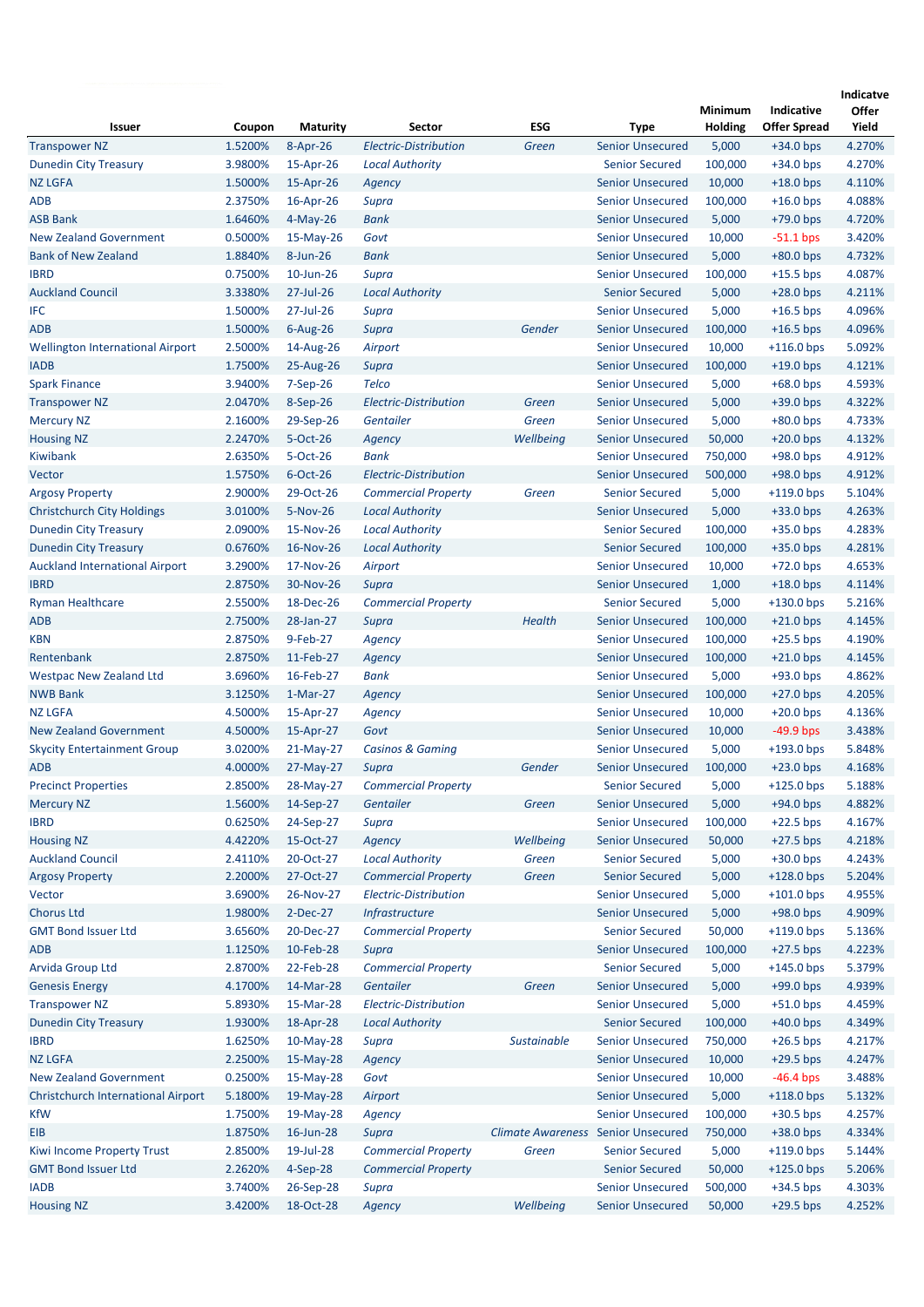| Issuer | Coupon | Maturity | Sector | ESG | Type | Minimum Holding | Indicative Offer Spread | Indicatve Offer Yield |
|---|---|---|---|---|---|---|---|---|
| Transpower NZ | 1.5200% | 8-Apr-26 | *Electric-Distribution* | *Green* | Senior Unsecured | 5,000 | +34.0 bps | 4.270% |
| Dunedin City Treasury | 3.9800% | 15-Apr-26 | *Local Authority* | | Senior Secured | 100,000 | +34.0 bps | 4.270% |
| NZ LGFA | 1.5000% | 15-Apr-26 | *Agency* | | Senior Unsecured | 10,000 | +18.0 bps | 4.110% |
| ADB | 2.3750% | 16-Apr-26 | *Supra* | | Senior Unsecured | 100,000 | +16.0 bps | 4.088% |
| ASB Bank | 1.6460% | 4-May-26 | *Bank* | | Senior Unsecured | 5,000 | +79.0 bps | 4.720% |
| New Zealand Government | 0.5000% | 15-May-26 | *Govt* | | Senior Unsecured | 10,000 | -51.1 bps | 3.420% |
| Bank of New Zealand | 1.8840% | 8-Jun-26 | *Bank* | | Senior Unsecured | 5,000 | +80.0 bps | 4.732% |
| IBRD | 0.7500% | 10-Jun-26 | *Supra* | | Senior Unsecured | 100,000 | +15.5 bps | 4.087% |
| Auckland Council | 3.3380% | 27-Jul-26 | *Local Authority* | | Senior Secured | 5,000 | +28.0 bps | 4.211% |
| IFC | 1.5000% | 27-Jul-26 | *Supra* | | Senior Unsecured | 5,000 | +16.5 bps | 4.096% |
| ADB | 1.5000% | 6-Aug-26 | *Supra* | *Gender* | Senior Unsecured | 100,000 | +16.5 bps | 4.096% |
| Wellington International Airport | 2.5000% | 14-Aug-26 | *Airport* | | Senior Unsecured | 10,000 | +116.0 bps | 5.092% |
| IADB | 1.7500% | 25-Aug-26 | *Supra* | | Senior Unsecured | 100,000 | +19.0 bps | 4.121% |
| Spark Finance | 3.9400% | 7-Sep-26 | *Telco* | | Senior Unsecured | 5,000 | +68.0 bps | 4.593% |
| Transpower NZ | 2.0470% | 8-Sep-26 | *Electric-Distribution* | *Green* | Senior Unsecured | 5,000 | +39.0 bps | 4.322% |
| Mercury NZ | 2.1600% | 29-Sep-26 | *Gentailer* | *Green* | Senior Unsecured | 5,000 | +80.0 bps | 4.733% |
| Housing NZ | 2.2470% | 5-Oct-26 | *Agency* | *Wellbeing* | Senior Unsecured | 50,000 | +20.0 bps | 4.132% |
| Kiwibank | 2.6350% | 5-Oct-26 | *Bank* | | Senior Unsecured | 750,000 | +98.0 bps | 4.912% |
| Vector | 1.5750% | 6-Oct-26 | *Electric-Distribution* | | Senior Unsecured | 500,000 | +98.0 bps | 4.912% |
| Argosy Property | 2.9000% | 29-Oct-26 | *Commercial Property* | *Green* | Senior Secured | 5,000 | +119.0 bps | 5.104% |
| Christchurch City Holdings | 3.0100% | 5-Nov-26 | *Local Authority* | | Senior Unsecured | 5,000 | +33.0 bps | 4.263% |
| Dunedin City Treasury | 2.0900% | 15-Nov-26 | *Local Authority* | | Senior Secured | 100,000 | +35.0 bps | 4.283% |
| Dunedin City Treasury | 0.6760% | 16-Nov-26 | *Local Authority* | | Senior Secured | 100,000 | +35.0 bps | 4.281% |
| Auckland International Airport | 3.2900% | 17-Nov-26 | *Airport* | | Senior Unsecured | 10,000 | +72.0 bps | 4.653% |
| IBRD | 2.8750% | 30-Nov-26 | *Supra* | | Senior Unsecured | 1,000 | +18.0 bps | 4.114% |
| Ryman Healthcare | 2.5500% | 18-Dec-26 | *Commercial Property* | | Senior Secured | 5,000 | +130.0 bps | 5.216% |
| ADB | 2.7500% | 28-Jan-27 | *Supra* | *Health* | Senior Unsecured | 100,000 | +21.0 bps | 4.145% |
| KBN | 2.8750% | 9-Feb-27 | *Agency* | | Senior Unsecured | 100,000 | +25.5 bps | 4.190% |
| Rentenbank | 2.8750% | 11-Feb-27 | *Agency* | | Senior Unsecured | 100,000 | +21.0 bps | 4.145% |
| Westpac New Zealand Ltd | 3.6960% | 16-Feb-27 | *Bank* | | Senior Unsecured | 5,000 | +93.0 bps | 4.862% |
| NWB Bank | 3.1250% | 1-Mar-27 | *Agency* | | Senior Unsecured | 100,000 | +27.0 bps | 4.205% |
| NZ LGFA | 4.5000% | 15-Apr-27 | *Agency* | | Senior Unsecured | 10,000 | +20.0 bps | 4.136% |
| New Zealand Government | 4.5000% | 15-Apr-27 | *Govt* | | Senior Unsecured | 10,000 | -49.9 bps | 3.438% |
| Skycity Entertainment Group | 3.0200% | 21-May-27 | *Casinos & Gaming* | | Senior Unsecured | 5,000 | +193.0 bps | 5.848% |
| ADB | 4.0000% | 27-May-27 | *Supra* | *Gender* | Senior Unsecured | 100,000 | +23.0 bps | 4.168% |
| Precinct Properties | 2.8500% | 28-May-27 | *Commercial Property* | | Senior Secured | 5,000 | +125.0 bps | 5.188% |
| Mercury NZ | 1.5600% | 14-Sep-27 | *Gentailer* | *Green* | Senior Unsecured | 5,000 | +94.0 bps | 4.882% |
| IBRD | 0.6250% | 24-Sep-27 | *Supra* | | Senior Unsecured | 100,000 | +22.5 bps | 4.167% |
| Housing NZ | 4.4220% | 15-Oct-27 | *Agency* | *Wellbeing* | Senior Unsecured | 50,000 | +27.5 bps | 4.218% |
| Auckland Council | 2.4110% | 20-Oct-27 | *Local Authority* | *Green* | Senior Secured | 5,000 | +30.0 bps | 4.243% |
| Argosy Property | 2.2000% | 27-Oct-27 | *Commercial Property* | *Green* | Senior Secured | 5,000 | +128.0 bps | 5.204% |
| Vector | 3.6900% | 26-Nov-27 | *Electric-Distribution* | | Senior Unsecured | 5,000 | +101.0 bps | 4.955% |
| Chorus Ltd | 1.9800% | 2-Dec-27 | *Infrastructure* | | Senior Unsecured | 5,000 | +98.0 bps | 4.909% |
| GMT Bond Issuer Ltd | 3.6560% | 20-Dec-27 | *Commercial Property* | | Senior Secured | 50,000 | +119.0 bps | 5.136% |
| ADB | 1.1250% | 10-Feb-28 | *Supra* | | Senior Unsecured | 100,000 | +27.5 bps | 4.223% |
| Arvida Group Ltd | 2.8700% | 22-Feb-28 | *Commercial Property* | | Senior Secured | 5,000 | +145.0 bps | 5.379% |
| Genesis Energy | 4.1700% | 14-Mar-28 | *Gentailer* | *Green* | Senior Unsecured | 5,000 | +99.0 bps | 4.939% |
| Transpower NZ | 5.8930% | 15-Mar-28 | *Electric-Distribution* | | Senior Unsecured | 5,000 | +51.0 bps | 4.459% |
| Dunedin City Treasury | 1.9300% | 18-Apr-28 | *Local Authority* | | Senior Secured | 100,000 | +40.0 bps | 4.349% |
| IBRD | 1.6250% | 10-May-28 | *Supra* | *Sustainable* | Senior Unsecured | 750,000 | +26.5 bps | 4.217% |
| NZ LGFA | 2.2500% | 15-May-28 | *Agency* | | Senior Unsecured | 10,000 | +29.5 bps | 4.247% |
| New Zealand Government | 0.2500% | 15-May-28 | *Govt* | | Senior Unsecured | 10,000 | -46.4 bps | 3.488% |
| Christchurch International Airport | 5.1800% | 19-May-28 | *Airport* | | Senior Unsecured | 5,000 | +118.0 bps | 5.132% |
| KfW | 1.7500% | 19-May-28 | *Agency* | | Senior Unsecured | 100,000 | +30.5 bps | 4.257% |
| EIB | 1.8750% | 16-Jun-28 | *Supra* | *Climate Awareness* | Senior Unsecured | 750,000 | +38.0 bps | 4.334% |
| Kiwi Income Property Trust | 2.8500% | 19-Jul-28 | *Commercial Property* | *Green* | Senior Secured | 5,000 | +119.0 bps | 5.144% |
| GMT Bond Issuer Ltd | 2.2620% | 4-Sep-28 | *Commercial Property* | | Senior Secured | 50,000 | +125.0 bps | 5.206% |
| IADB | 3.7400% | 26-Sep-28 | *Supra* | | Senior Unsecured | 500,000 | +34.5 bps | 4.303% |
| Housing NZ | 3.4200% | 18-Oct-28 | *Agency* | *Wellbeing* | Senior Unsecured | 50,000 | +29.5 bps | 4.252% |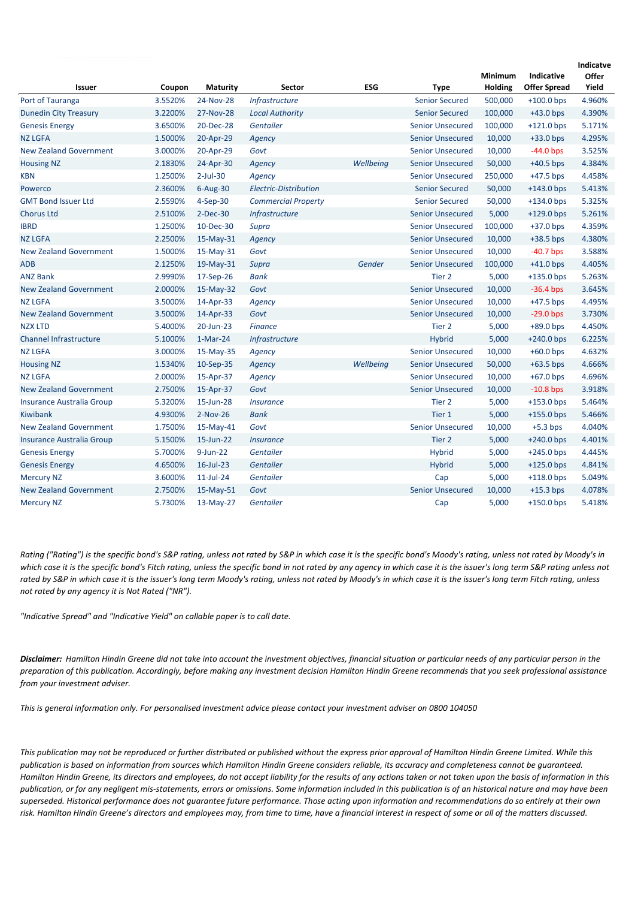| Issuer | Coupon | Maturity | Sector | ESG | Type | Minimum Holding | Indicative Offer Spread | Indicatve Offer Yield |
|---|---|---|---|---|---|---|---|---|
| Port of Tauranga | 3.5520% | 24-Nov-28 | *Infrastructure* | | Senior Secured | 500,000 | +100.0 bps | 4.960% |
| Dunedin City Treasury | 3.2200% | 27-Nov-28 | *Local Authority* | | Senior Secured | 100,000 | +43.0 bps | 4.390% |
| Genesis Energy | 3.6500% | 20-Dec-28 | *Gentailer* | | Senior Unsecured | 100,000 | +121.0 bps | 5.171% |
| NZ LGFA | 1.5000% | 20-Apr-29 | *Agency* | | Senior Unsecured | 10,000 | +33.0 bps | 4.295% |
| New Zealand Government | 3.0000% | 20-Apr-29 | *Govt* | | Senior Unsecured | 10,000 | -44.0 bps | 3.525% |
| Housing NZ | 2.1830% | 24-Apr-30 | *Agency* | *Wellbeing* | Senior Unsecured | 50,000 | +40.5 bps | 4.384% |
| KBN | 1.2500% | 2-Jul-30 | *Agency* | | Senior Unsecured | 250,000 | +47.5 bps | 4.458% |
| Powerco | 2.3600% | 6-Aug-30 | *Electric-Distribution* | | Senior Secured | 50,000 | +143.0 bps | 5.413% |
| GMT Bond Issuer Ltd | 2.5590% | 4-Sep-30 | *Commercial Property* | | Senior Secured | 50,000 | +134.0 bps | 5.325% |
| Chorus Ltd | 2.5100% | 2-Dec-30 | *Infrastructure* | | Senior Unsecured | 5,000 | +129.0 bps | 5.261% |
| IBRD | 1.2500% | 10-Dec-30 | *Supra* | | Senior Unsecured | 100,000 | +37.0 bps | 4.359% |
| NZ LGFA | 2.2500% | 15-May-31 | *Agency* | | Senior Unsecured | 10,000 | +38.5 bps | 4.380% |
| New Zealand Government | 1.5000% | 15-May-31 | *Govt* | | Senior Unsecured | 10,000 | -40.7 bps | 3.588% |
| ADB | 2.1250% | 19-May-31 | *Supra* | *Gender* | Senior Unsecured | 100,000 | +41.0 bps | 4.405% |
| ANZ Bank | 2.9990% | 17-Sep-26 | *Bank* | | Tier 2 | 5,000 | +135.0 bps | 5.263% |
| New Zealand Government | 2.0000% | 15-May-32 | *Govt* | | Senior Unsecured | 10,000 | -36.4 bps | 3.645% |
| NZ LGFA | 3.5000% | 14-Apr-33 | *Agency* | | Senior Unsecured | 10,000 | +47.5 bps | 4.495% |
| New Zealand Government | 3.5000% | 14-Apr-33 | *Govt* | | Senior Unsecured | 10,000 | -29.0 bps | 3.730% |
| NZX LTD | 5.4000% | 20-Jun-23 | *Finance* | | Tier 2 | 5,000 | +89.0 bps | 4.450% |
| Channel Infrastructure | 5.1000% | 1-Mar-24 | *Infrastructure* | | Hybrid | 5,000 | +240.0 bps | 6.225% |
| NZ LGFA | 3.0000% | 15-May-35 | *Agency* | | Senior Unsecured | 10,000 | +60.0 bps | 4.632% |
| Housing NZ | 1.5340% | 10-Sep-35 | *Agency* | *Wellbeing* | Senior Unsecured | 50,000 | +63.5 bps | 4.666% |
| NZ LGFA | 2.0000% | 15-Apr-37 | *Agency* | | Senior Unsecured | 10,000 | +67.0 bps | 4.696% |
| New Zealand Government | 2.7500% | 15-Apr-37 | *Govt* | | Senior Unsecured | 10,000 | -10.8 bps | 3.918% |
| Insurance Australia Group | 5.3200% | 15-Jun-28 | *Insurance* | | Tier 2 | 5,000 | +153.0 bps | 5.464% |
| Kiwibank | 4.9300% | 2-Nov-26 | *Bank* | | Tier 1 | 5,000 | +155.0 bps | 5.466% |
| New Zealand Government | 1.7500% | 15-May-41 | *Govt* | | Senior Unsecured | 10,000 | +5.3 bps | 4.040% |
| Insurance Australia Group | 5.1500% | 15-Jun-22 | *Insurance* | | Tier 2 | 5,000 | +240.0 bps | 4.401% |
| Genesis Energy | 5.7000% | 9-Jun-22 | *Gentailer* | | Hybrid | 5,000 | +245.0 bps | 4.445% |
| Genesis Energy | 4.6500% | 16-Jul-23 | *Gentailer* | | Hybrid | 5,000 | +125.0 bps | 4.841% |
| Mercury NZ | 3.6000% | 11-Jul-24 | *Gentailer* | | Cap | 5,000 | +118.0 bps | 5.049% |
| New Zealand Government | 2.7500% | 15-May-51 | *Govt* | | Senior Unsecured | 10,000 | +15.3 bps | 4.078% |
| Mercury NZ | 5.7300% | 13-May-27 | *Gentailer* | | Cap | 5,000 | +150.0 bps | 5.418% |

*Rating ("Rating") is the specific bond's S&P rating, unless not rated by S&P in which case it is the specific bond's Moody's rating, unless not rated by Moody's in which case it is the specific bond's Fitch rating, unless the specific bond in not rated by any agency in which case it is the issuer's long term S&P rating unless not rated by S&P in which case it is the issuer's long term Moody's rating, unless not rated by Moody's in which case it is the issuer's long term Fitch rating, unless not rated by any agency it is Not Rated ("NR").*

*"Indicative Spread" and "Indicative Yield" on callable paper is to call date.*

***Disclaimer:*** *Hamilton Hindin Greene did not take into account the investment objectives, financial situation or particular needs of any particular person in the preparation of this publication. Accordingly, before making any investment decision Hamilton Hindin Greene recommends that you seek professional assistance from your investment adviser.*

*This is general information only. For personalised investment advice please contact your investment adviser on 0800 104050*

*This publication may not be reproduced or further distributed or published without the express prior approval of Hamilton Hindin Greene Limited. While this publication is based on information from sources which Hamilton Hindin Greene considers reliable, its accuracy and completeness cannot be guaranteed. Hamilton Hindin Greene, its directors and employees, do not accept liability for the results of any actions taken or not taken upon the basis of information in this publication, or for any negligent mis-statements, errors or omissions. Some information included in this publication is of an historical nature and may have been superseded. Historical performance does not guarantee future performance. Those acting upon information and recommendations do so entirely at their own risk. Hamilton Hindin Greene's directors and employees may, from time to time, have a financial interest in respect of some or all of the matters discussed.*